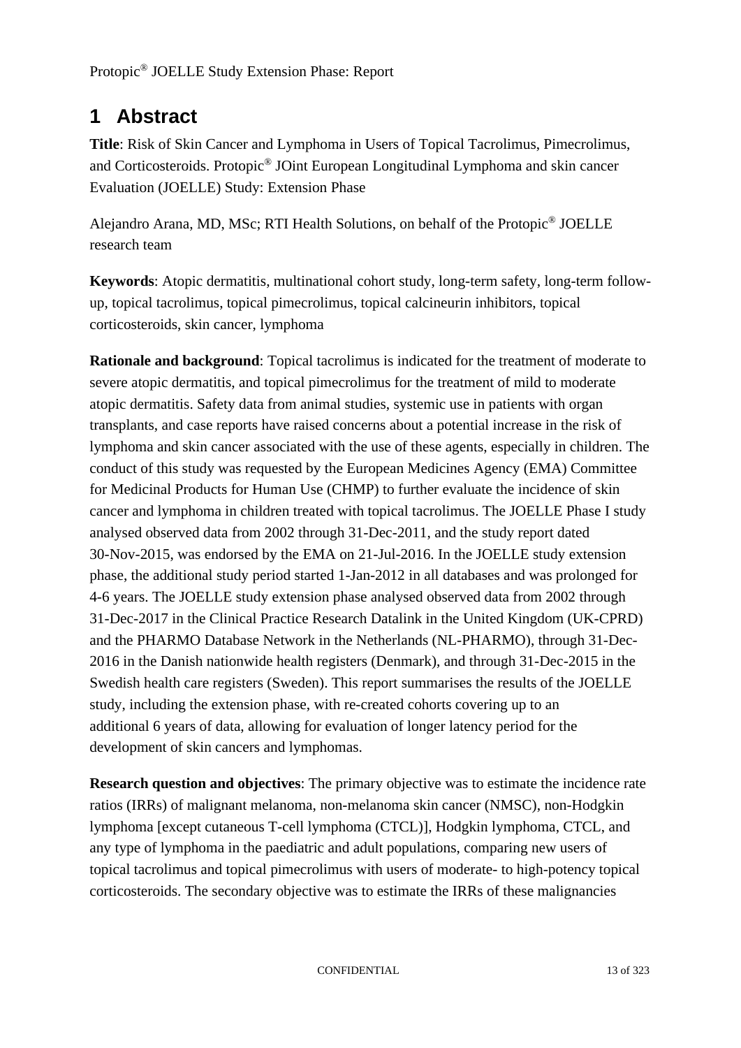# 1 Abstract

**Title**: Risk of Skin Cancer and Lymphoma in Users of Topical Tacrolimus, Pimecrolimus, and Corticosteroids. Protopic® JOint European Longitudinal Lymphoma and skin cancer Evaluation (JOELLE) Study: Extension Phase

Alejandro Arana, MD, MSc; RTI Health Solutions, on behalf of the Protopic® JOELLE research team

**Keywords**: Atopic dermatitis, multinational cohort study, long-term safety, long-term follow-up, topical tacrolimus, topical pimecrolimus, topical calcineurin inhibitors, topical corticosteroids, skin cancer, lymphoma

**Rationale and background**: Topical tacrolimus is indicated for the treatment of moderate to severe atopic dermatitis, and topical pimecrolimus for the treatment of mild to moderate atopic dermatitis. Safety data from animal studies, systemic use in patients with organ transplants, and case reports have raised concerns about a potential increase in the risk of lymphoma and skin cancer associated with the use of these agents, especially in children. The conduct of this study was requested by the European Medicines Agency (EMA) Committee for Medicinal Products for Human Use (CHMP) to further evaluate the incidence of skin cancer and lymphoma in children treated with topical tacrolimus. The JOELLE Phase I study analysed observed data from 2002 through 31-Dec-2011, and the study report dated 30-Nov-2015, was endorsed by the EMA on 21-Jul-2016. In the JOELLE study extension phase, the additional study period started 1-Jan-2012 in all databases and was prolonged for 4-6 years. The JOELLE study extension phase analysed observed data from 2002 through 31-Dec-2017 in the Clinical Practice Research Datalink in the United Kingdom (UK-CPRD) and the PHARMO Database Network in the Netherlands (NL-PHARMO), through 31-Dec-2016 in the Danish nationwide health registers (Denmark), and through 31-Dec-2015 in the Swedish health care registers (Sweden). This report summarises the results of the JOELLE study, including the extension phase, with re-created cohorts covering up to an additional 6 years of data, allowing for evaluation of longer latency period for the development of skin cancers and lymphomas.

**Research question and objectives**: The primary objective was to estimate the incidence rate ratios (IRRs) of malignant melanoma, non-melanoma skin cancer (NMSC), non-Hodgkin lymphoma [except cutaneous T-cell lymphoma (CTCL)], Hodgkin lymphoma, CTCL, and any type of lymphoma in the paediatric and adult populations, comparing new users of topical tacrolimus and topical pimecrolimus with users of moderate- to high-potency topical corticosteroids. The secondary objective was to estimate the IRRs of these malignancies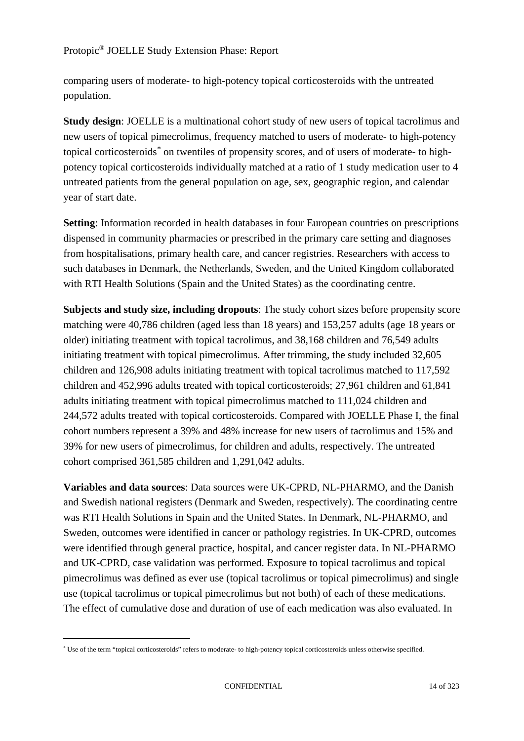comparing users of moderate- to high-potency topical corticosteroids with the untreated population.

**Study design**: JOELLE is a multinational cohort study of new users of topical tacrolimus and new users of topical pimecrolimus, frequency matched to users of moderate- to high-potency topical corticosteroids* on twentiles of propensity scores, and of users of moderate- to high-potency topical corticosteroids individually matched at a ratio of 1 study medication user to 4 untreated patients from the general population on age, sex, geographic region, and calendar year of start date.

**Setting**: Information recorded in health databases in four European countries on prescriptions dispensed in community pharmacies or prescribed in the primary care setting and diagnoses from hospitalisations, primary health care, and cancer registries. Researchers with access to such databases in Denmark, the Netherlands, Sweden, and the United Kingdom collaborated with RTI Health Solutions (Spain and the United States) as the coordinating centre.

**Subjects and study size, including dropouts**: The study cohort sizes before propensity score matching were 40,786 children (aged less than 18 years) and 153,257 adults (age 18 years or older) initiating treatment with topical tacrolimus, and 38,168 children and 76,549 adults initiating treatment with topical pimecrolimus. After trimming, the study included 32,605 children and 126,908 adults initiating treatment with topical tacrolimus matched to 117,592 children and 452,996 adults treated with topical corticosteroids; 27,961 children and 61,841 adults initiating treatment with topical pimecrolimus matched to 111,024 children and 244,572 adults treated with topical corticosteroids. Compared with JOELLE Phase I, the final cohort numbers represent a 39% and 48% increase for new users of tacrolimus and 15% and 39% for new users of pimecrolimus, for children and adults, respectively. The untreated cohort comprised 361,585 children and 1,291,042 adults.

**Variables and data sources**: Data sources were UK-CPRD, NL-PHARMO, and the Danish and Swedish national registers (Denmark and Sweden, respectively). The coordinating centre was RTI Health Solutions in Spain and the United States. In Denmark, NL-PHARMO, and Sweden, outcomes were identified in cancer or pathology registries. In UK-CPRD, outcomes were identified through general practice, hospital, and cancer register data. In NL-PHARMO and UK-CPRD, case validation was performed. Exposure to topical tacrolimus and topical pimecrolimus was defined as ever use (topical tacrolimus or topical pimecrolimus) and single use (topical tacrolimus or topical pimecrolimus but not both) of each of these medications. The effect of cumulative dose and duration of use of each medication was also evaluated. In

* Use of the term "topical corticosteroids" refers to moderate- to high-potency topical corticosteroids unless otherwise specified.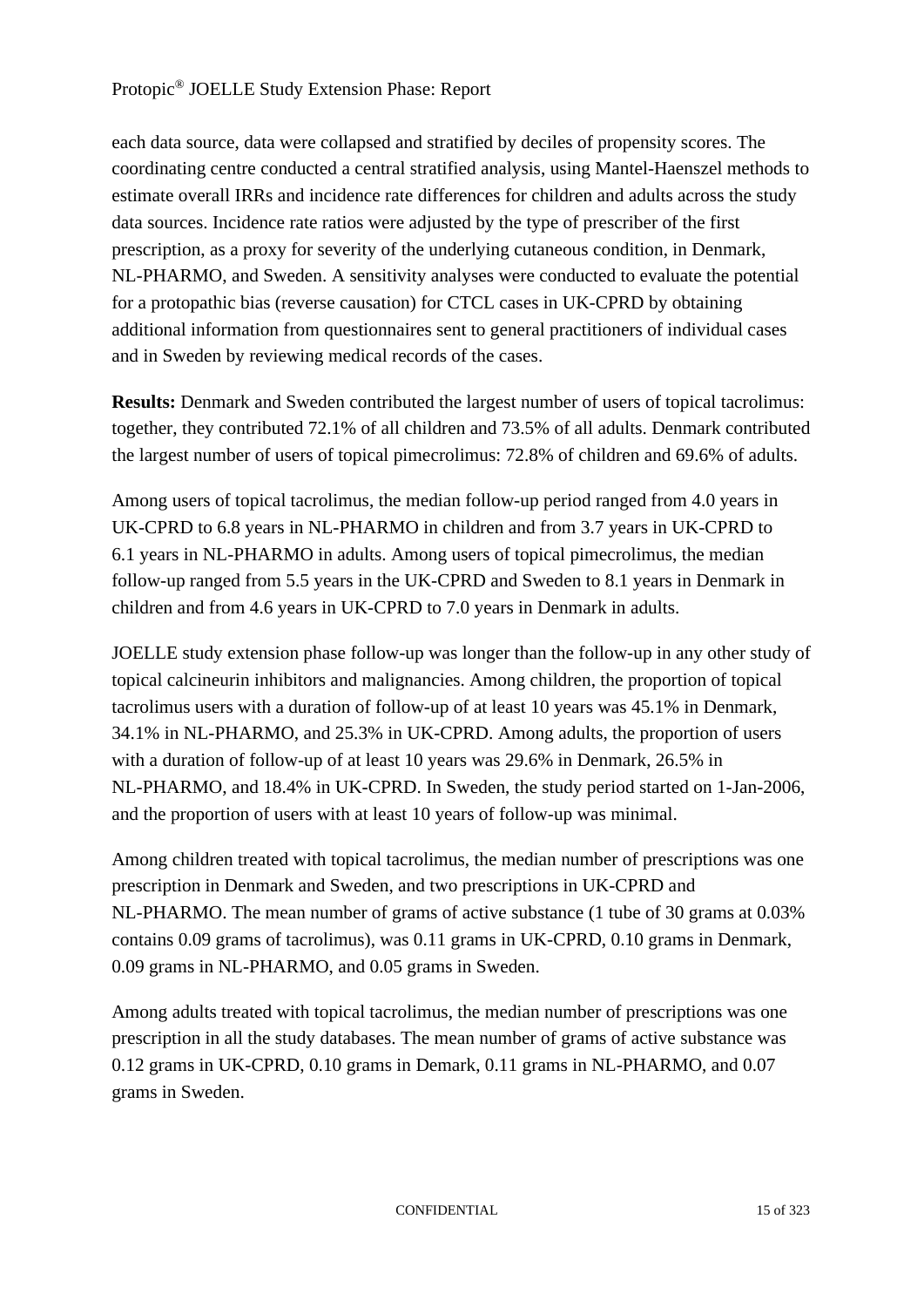each data source, data were collapsed and stratified by deciles of propensity scores. The coordinating centre conducted a central stratified analysis, using Mantel-Haenszel methods to estimate overall IRRs and incidence rate differences for children and adults across the study data sources. Incidence rate ratios were adjusted by the type of prescriber of the first prescription, as a proxy for severity of the underlying cutaneous condition, in Denmark, NL-PHARMO, and Sweden. A sensitivity analyses were conducted to evaluate the potential for a protopathic bias (reverse causation) for CTCL cases in UK-CPRD by obtaining additional information from questionnaires sent to general practitioners of individual cases and in Sweden by reviewing medical records of the cases.

**Results:** Denmark and Sweden contributed the largest number of users of topical tacrolimus: together, they contributed 72.1% of all children and 73.5% of all adults. Denmark contributed the largest number of users of topical pimecrolimus: 72.8% of children and 69.6% of adults.

Among users of topical tacrolimus, the median follow-up period ranged from 4.0 years in UK-CPRD to 6.8 years in NL-PHARMO in children and from 3.7 years in UK-CPRD to 6.1 years in NL-PHARMO in adults. Among users of topical pimecrolimus, the median follow-up ranged from 5.5 years in the UK-CPRD and Sweden to 8.1 years in Denmark in children and from 4.6 years in UK-CPRD to 7.0 years in Denmark in adults.

JOELLE study extension phase follow-up was longer than the follow-up in any other study of topical calcineurin inhibitors and malignancies. Among children, the proportion of topical tacrolimus users with a duration of follow-up of at least 10 years was 45.1% in Denmark, 34.1% in NL-PHARMO, and 25.3% in UK-CPRD. Among adults, the proportion of users with a duration of follow-up of at least 10 years was 29.6% in Denmark, 26.5% in NL-PHARMO, and 18.4% in UK-CPRD. In Sweden, the study period started on 1-Jan-2006, and the proportion of users with at least 10 years of follow-up was minimal.

Among children treated with topical tacrolimus, the median number of prescriptions was one prescription in Denmark and Sweden, and two prescriptions in UK-CPRD and NL-PHARMO. The mean number of grams of active substance (1 tube of 30 grams at 0.03% contains 0.09 grams of tacrolimus), was 0.11 grams in UK-CPRD, 0.10 grams in Denmark, 0.09 grams in NL-PHARMO, and 0.05 grams in Sweden.

Among adults treated with topical tacrolimus, the median number of prescriptions was one prescription in all the study databases. The mean number of grams of active substance was 0.12 grams in UK-CPRD, 0.10 grams in Demark, 0.11 grams in NL-PHARMO, and 0.07 grams in Sweden.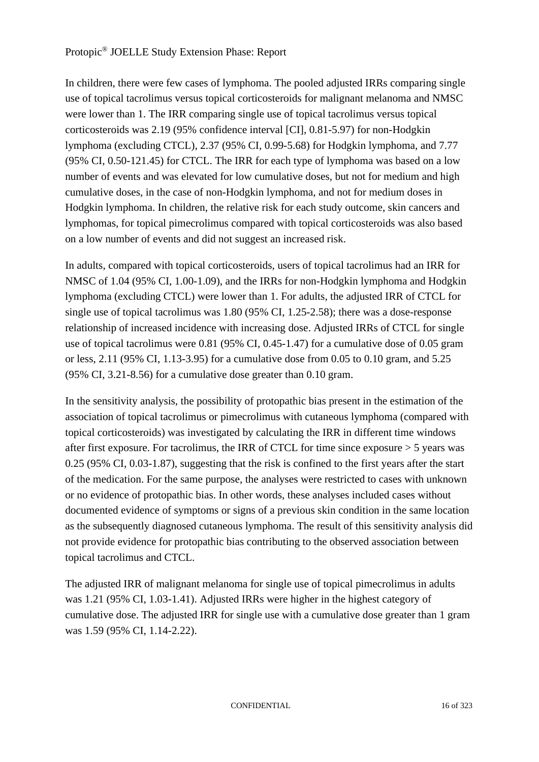In children, there were few cases of lymphoma. The pooled adjusted IRRs comparing single use of topical tacrolimus versus topical corticosteroids for malignant melanoma and NMSC were lower than 1. The IRR comparing single use of topical tacrolimus versus topical corticosteroids was 2.19 (95% confidence interval [CI], 0.81-5.97) for non-Hodgkin lymphoma (excluding CTCL), 2.37 (95% CI, 0.99-5.68) for Hodgkin lymphoma, and 7.77 (95% CI, 0.50-121.45) for CTCL. The IRR for each type of lymphoma was based on a low number of events and was elevated for low cumulative doses, but not for medium and high cumulative doses, in the case of non-Hodgkin lymphoma, and not for medium doses in Hodgkin lymphoma. In children, the relative risk for each study outcome, skin cancers and lymphomas, for topical pimecrolimus compared with topical corticosteroids was also based on a low number of events and did not suggest an increased risk.

In adults, compared with topical corticosteroids, users of topical tacrolimus had an IRR for NMSC of 1.04 (95% CI, 1.00-1.09), and the IRRs for non-Hodgkin lymphoma and Hodgkin lymphoma (excluding CTCL) were lower than 1. For adults, the adjusted IRR of CTCL for single use of topical tacrolimus was 1.80 (95% CI, 1.25-2.58); there was a dose-response relationship of increased incidence with increasing dose. Adjusted IRRs of CTCL for single use of topical tacrolimus were 0.81 (95% CI, 0.45-1.47) for a cumulative dose of 0.05 gram or less, 2.11 (95% CI, 1.13-3.95) for a cumulative dose from 0.05 to 0.10 gram, and 5.25 (95% CI, 3.21-8.56) for a cumulative dose greater than 0.10 gram.

In the sensitivity analysis, the possibility of protopathic bias present in the estimation of the association of topical tacrolimus or pimecrolimus with cutaneous lymphoma (compared with topical corticosteroids) was investigated by calculating the IRR in different time windows after first exposure. For tacrolimus, the IRR of CTCL for time since exposure > 5 years was 0.25 (95% CI, 0.03-1.87), suggesting that the risk is confined to the first years after the start of the medication. For the same purpose, the analyses were restricted to cases with unknown or no evidence of protopathic bias. In other words, these analyses included cases without documented evidence of symptoms or signs of a previous skin condition in the same location as the subsequently diagnosed cutaneous lymphoma. The result of this sensitivity analysis did not provide evidence for protopathic bias contributing to the observed association between topical tacrolimus and CTCL.

The adjusted IRR of malignant melanoma for single use of topical pimecrolimus in adults was 1.21 (95% CI, 1.03-1.41). Adjusted IRRs were higher in the highest category of cumulative dose. The adjusted IRR for single use with a cumulative dose greater than 1 gram was 1.59 (95% CI, 1.14-2.22).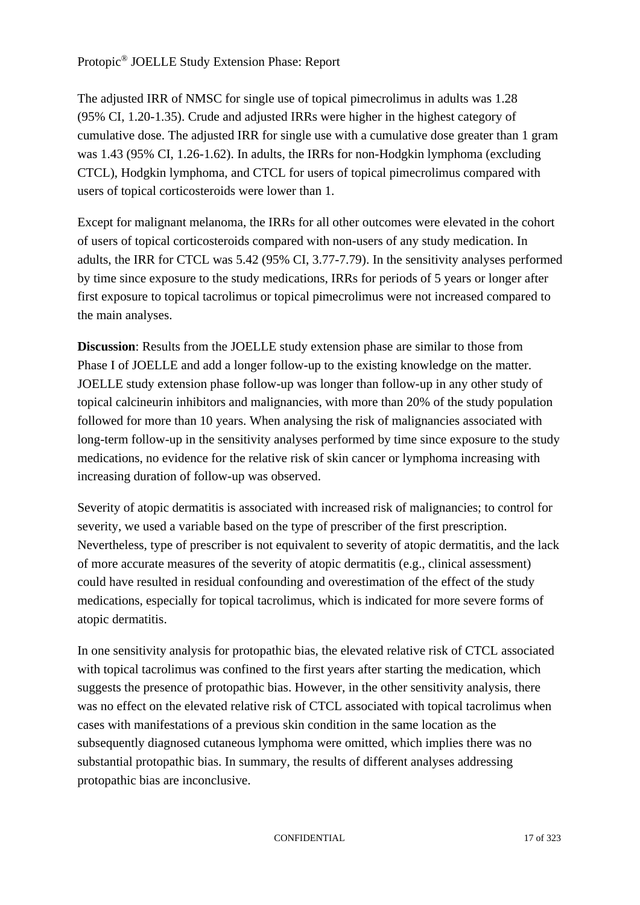The adjusted IRR of NMSC for single use of topical pimecrolimus in adults was 1.28 (95% CI, 1.20-1.35). Crude and adjusted IRRs were higher in the highest category of cumulative dose. The adjusted IRR for single use with a cumulative dose greater than 1 gram was 1.43 (95% CI, 1.26-1.62). In adults, the IRRs for non-Hodgkin lymphoma (excluding CTCL), Hodgkin lymphoma, and CTCL for users of topical pimecrolimus compared with users of topical corticosteroids were lower than 1.

Except for malignant melanoma, the IRRs for all other outcomes were elevated in the cohort of users of topical corticosteroids compared with non-users of any study medication. In adults, the IRR for CTCL was 5.42 (95% CI, 3.77-7.79). In the sensitivity analyses performed by time since exposure to the study medications, IRRs for periods of 5 years or longer after first exposure to topical tacrolimus or topical pimecrolimus were not increased compared to the main analyses.

**Discussion**: Results from the JOELLE study extension phase are similar to those from Phase I of JOELLE and add a longer follow-up to the existing knowledge on the matter. JOELLE study extension phase follow-up was longer than follow-up in any other study of topical calcineurin inhibitors and malignancies, with more than 20% of the study population followed for more than 10 years. When analysing the risk of malignancies associated with long-term follow-up in the sensitivity analyses performed by time since exposure to the study medications, no evidence for the relative risk of skin cancer or lymphoma increasing with increasing duration of follow-up was observed.

Severity of atopic dermatitis is associated with increased risk of malignancies; to control for severity, we used a variable based on the type of prescriber of the first prescription. Nevertheless, type of prescriber is not equivalent to severity of atopic dermatitis, and the lack of more accurate measures of the severity of atopic dermatitis (e.g., clinical assessment) could have resulted in residual confounding and overestimation of the effect of the study medications, especially for topical tacrolimus, which is indicated for more severe forms of atopic dermatitis.

In one sensitivity analysis for protopathic bias, the elevated relative risk of CTCL associated with topical tacrolimus was confined to the first years after starting the medication, which suggests the presence of protopathic bias. However, in the other sensitivity analysis, there was no effect on the elevated relative risk of CTCL associated with topical tacrolimus when cases with manifestations of a previous skin condition in the same location as the subsequently diagnosed cutaneous lymphoma were omitted, which implies there was no substantial protopathic bias. In summary, the results of different analyses addressing protopathic bias are inconclusive.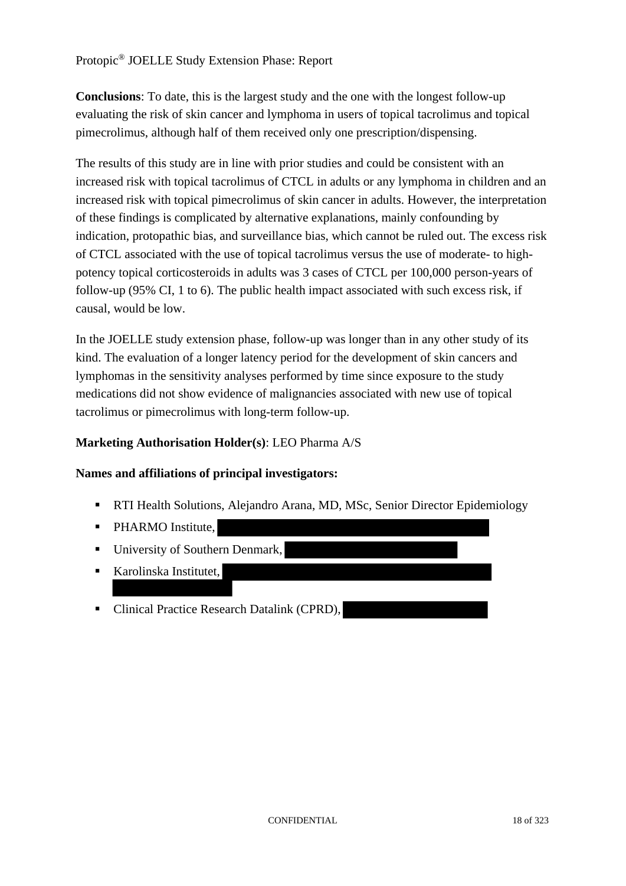**Conclusions**: To date, this is the largest study and the one with the longest follow-up evaluating the risk of skin cancer and lymphoma in users of topical tacrolimus and topical pimecrolimus, although half of them received only one prescription/dispensing.

The results of this study are in line with prior studies and could be consistent with an increased risk with topical tacrolimus of CTCL in adults or any lymphoma in children and an increased risk with topical pimecrolimus of skin cancer in adults. However, the interpretation of these findings is complicated by alternative explanations, mainly confounding by indication, protopathic bias, and surveillance bias, which cannot be ruled out. The excess risk of CTCL associated with the use of topical tacrolimus versus the use of moderate- to high-potency topical corticosteroids in adults was 3 cases of CTCL per 100,000 person-years of follow-up (95% CI, 1 to 6). The public health impact associated with such excess risk, if causal, would be low.

In the JOELLE study extension phase, follow-up was longer than in any other study of its kind. The evaluation of a longer latency period for the development of skin cancers and lymphomas in the sensitivity analyses performed by time since exposure to the study medications did not show evidence of malignancies associated with new use of topical tacrolimus or pimecrolimus with long-term follow-up.

**Marketing Authorisation Holder(s)**: LEO Pharma A/S

**Names and affiliations of principal investigators:**

- RTI Health Solutions, Alejandro Arana, MD, MSc, Senior Director Epidemiology
- PHARMO Institute,
- University of Southern Denmark,
- Karolinska Institutet,
- Clinical Practice Research Datalink (CPRD),